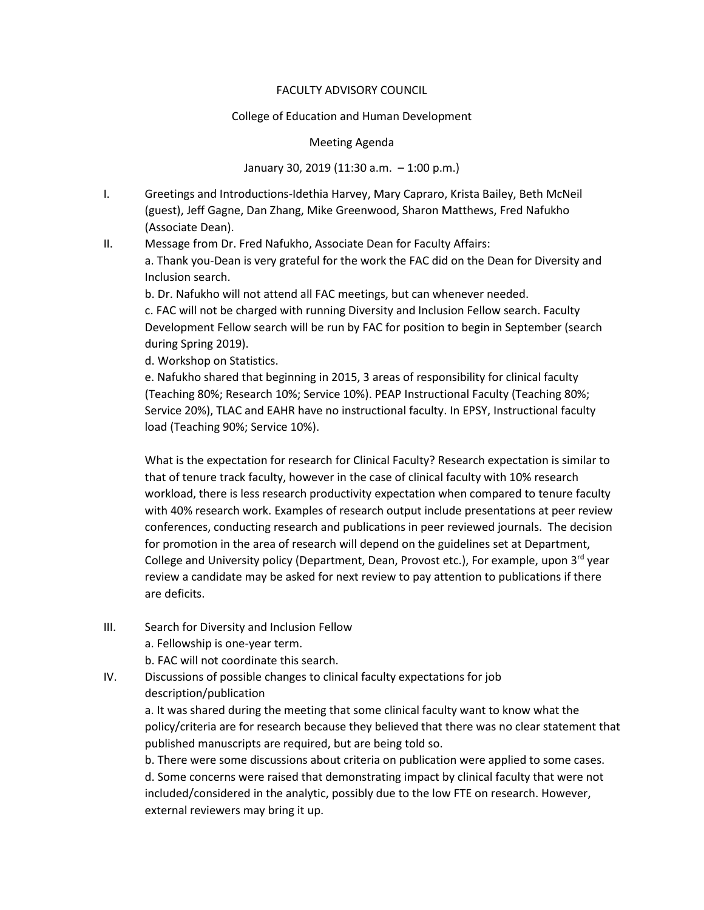FACULTY ADVISORY COUNCIL

College of Education and Human Development

Meeting Agenda

January 30, 2019 (11:30 a.m. – 1:00 p.m.)

I. Greetings and Introductions-Idethia Harvey, Mary Capraro, Krista Bailey, Beth McNeil (guest), Jeff Gagne, Dan Zhang, Mike Greenwood, Sharon Matthews, Fred Nafukho (Associate Dean).

II. Message from Dr. Fred Nafukho, Associate Dean for Faculty Affairs:

a. Thank you-Dean is very grateful for the work the FAC did on the Dean for Diversity and Inclusion search.

b. Dr. Nafukho will not attend all FAC meetings, but can whenever needed.

c. FAC will not be charged with running Diversity and Inclusion Fellow search. Faculty Development Fellow search will be run by FAC for position to begin in September (search during Spring 2019).

d. Workshop on Statistics.

e. Nafukho shared that beginning in 2015, 3 areas of responsibility for clinical faculty (Teaching 80%; Research 10%; Service 10%). PEAP Instructional Faculty (Teaching 80%; Service 20%), TLAC and EAHR have no instructional faculty. In EPSY, Instructional faculty load (Teaching 90%; Service 10%).

What is the expectation for research for Clinical Faculty? Research expectation is similar to that of tenure track faculty, however in the case of clinical faculty with 10% research workload, there is less research productivity expectation when compared to tenure faculty with 40% research work. Examples of research output include presentations at peer review conferences, conducting research and publications in peer reviewed journals. The decision for promotion in the area of research will depend on the guidelines set at Department, College and University policy (Department, Dean, Provost etc.), For example, upon 3rd year review a candidate may be asked for next review to pay attention to publications if there are deficits.

III. Search for Diversity and Inclusion Fellow

a. Fellowship is one-year term.

b. FAC will not coordinate this search.

IV. Discussions of possible changes to clinical faculty expectations for job description/publication

a. It was shared during the meeting that some clinical faculty want to know what the policy/criteria are for research because they believed that there was no clear statement that published manuscripts are required, but are being told so.

b. There were some discussions about criteria on publication were applied to some cases.

d. Some concerns were raised that demonstrating impact by clinical faculty that were not included/considered in the analytic, possibly due to the low FTE on research. However, external reviewers may bring it up.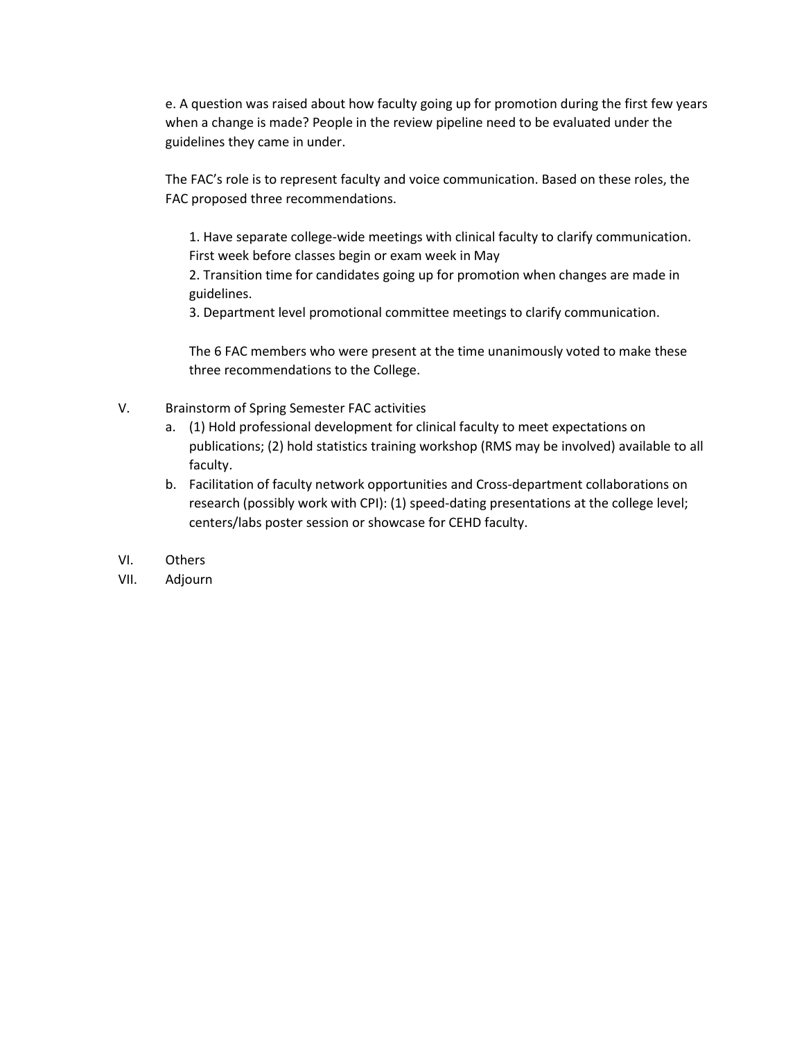e. A question was raised about how faculty going up for promotion during the first few years when a change is made? People in the review pipeline need to be evaluated under the guidelines they came in under.

The FAC's role is to represent faculty and voice communication. Based on these roles, the FAC proposed three recommendations.

1. Have separate college-wide meetings with clinical faculty to clarify communication. First week before classes begin or exam week in May
2. Transition time for candidates going up for promotion when changes are made in guidelines.
3. Department level promotional committee meetings to clarify communication.

The 6 FAC members who were present at the time unanimously voted to make these three recommendations to the College.

V. Brainstorm of Spring Semester FAC activities
   a. (1) Hold professional development for clinical faculty to meet expectations on publications; (2) hold statistics training workshop (RMS may be involved) available to all faculty.
   b. Facilitation of faculty network opportunities and Cross-department collaborations on research (possibly work with CPI): (1) speed-dating presentations at the college level; centers/labs poster session or showcase for CEHD faculty.

VI. Others

VII. Adjourn